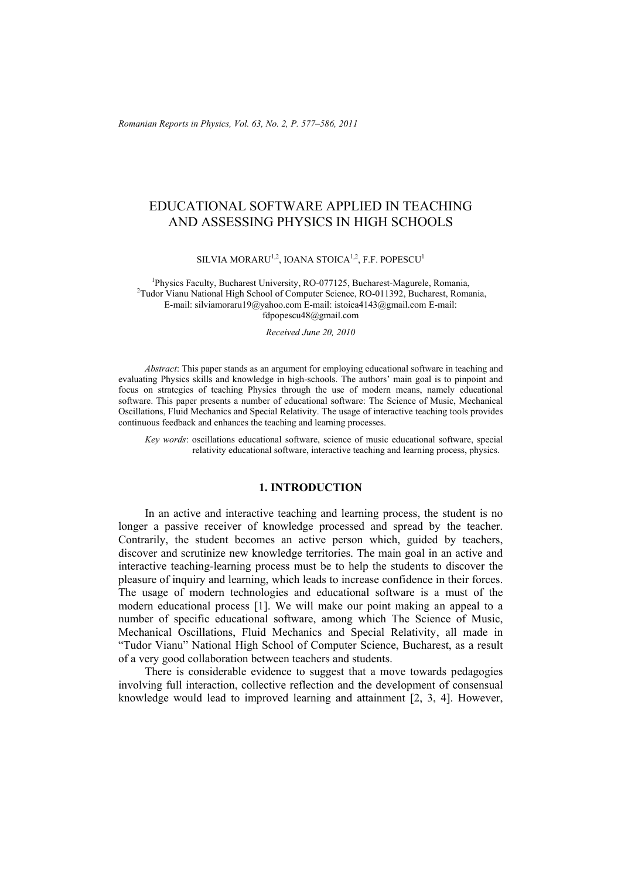# EDUCATIONAL SOFTWARE APPLIED IN TEACHING AND ASSESSING PHYSICS IN HIGH SCHOOLS

SILVIA MORARU[1,2], IOANA STOICA[1,2], F.F. POPESCU[1]

[1]Physics Faculty, Bucharest University, RO-077125, Bucharest-Magurele, Romania,
[2]Tudor Vianu National High School of Computer Science, RO-011392, Bucharest, Romania,
E-mail: silviamoraru19@yahoo.com E-mail: istoica4143@gmail.com E-mail: fdpopescu48@gmail.com

*Received June 20, 2010*

*Abstract*: This paper stands as an argument for employing educational software in teaching and evaluating Physics skills and knowledge in high-schools. The authors' main goal is to pinpoint and focus on strategies of teaching Physics through the use of modern means, namely educational software. This paper presents a number of educational software: The Science of Music, Mechanical Oscillations, Fluid Mechanics and Special Relativity. The usage of interactive teaching tools provides continuous feedback and enhances the teaching and learning processes.

*Key words*: oscillations educational software, science of music educational software, special relativity educational software, interactive teaching and learning process, physics.

## 1. INTRODUCTION

In an active and interactive teaching and learning process, the student is no longer a passive receiver of knowledge processed and spread by the teacher. Contrarily, the student becomes an active person which, guided by teachers, discover and scrutinize new knowledge territories. The main goal in an active and interactive teaching-learning process must be to help the students to discover the pleasure of inquiry and learning, which leads to increase confidence in their forces. The usage of modern technologies and educational software is a must of the modern educational process [1]. We will make our point making an appeal to a number of specific educational software, among which The Science of Music, Mechanical Oscillations, Fluid Mechanics and Special Relativity, all made in "Tudor Vianu" National High School of Computer Science, Bucharest, as a result of a very good collaboration between teachers and students.

There is considerable evidence to suggest that a move towards pedagogies involving full interaction, collective reflection and the development of consensual knowledge would lead to improved learning and attainment [2, 3, 4]. However,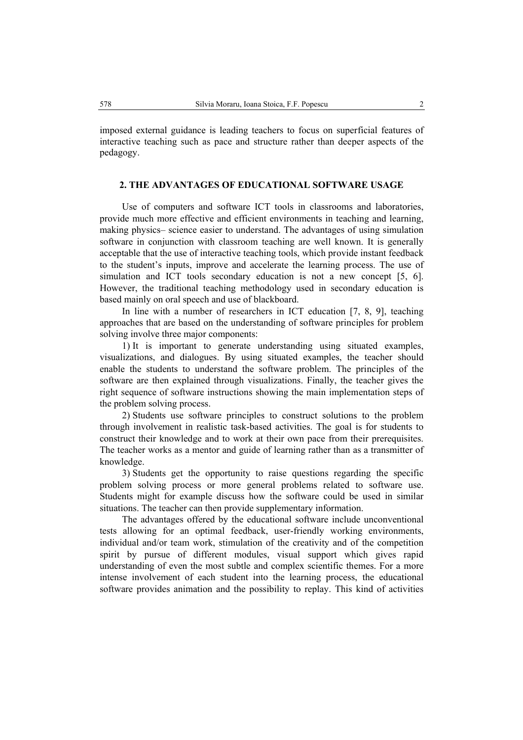imposed external guidance is leading teachers to focus on superficial features of interactive teaching such as pace and structure rather than deeper aspects of the pedagogy.

## 2. THE ADVANTAGES OF EDUCATIONAL SOFTWARE USAGE

Use of computers and software ICT tools in classrooms and laboratories, provide much more effective and efficient environments in teaching and learning, making physics– science easier to understand. The advantages of using simulation software in conjunction with classroom teaching are well known. It is generally acceptable that the use of interactive teaching tools, which provide instant feedback to the student's inputs, improve and accelerate the learning process. The use of simulation and ICT tools secondary education is not a new concept [5, 6]. However, the traditional teaching methodology used in secondary education is based mainly on oral speech and use of blackboard.

In line with a number of researchers in ICT education [7, 8, 9], teaching approaches that are based on the understanding of software principles for problem solving involve three major components:

1) It is important to generate understanding using situated examples, visualizations, and dialogues. By using situated examples, the teacher should enable the students to understand the software problem. The principles of the software are then explained through visualizations. Finally, the teacher gives the right sequence of software instructions showing the main implementation steps of the problem solving process.

2) Students use software principles to construct solutions to the problem through involvement in realistic task-based activities. The goal is for students to construct their knowledge and to work at their own pace from their prerequisites. The teacher works as a mentor and guide of learning rather than as a transmitter of knowledge.

3) Students get the opportunity to raise questions regarding the specific problem solving process or more general problems related to software use. Students might for example discuss how the software could be used in similar situations. The teacher can then provide supplementary information.

The advantages offered by the educational software include unconventional tests allowing for an optimal feedback, user-friendly working environments, individual and/or team work, stimulation of the creativity and of the competition spirit by pursue of different modules, visual support which gives rapid understanding of even the most subtle and complex scientific themes. For a more intense involvement of each student into the learning process, the educational software provides animation and the possibility to replay. This kind of activities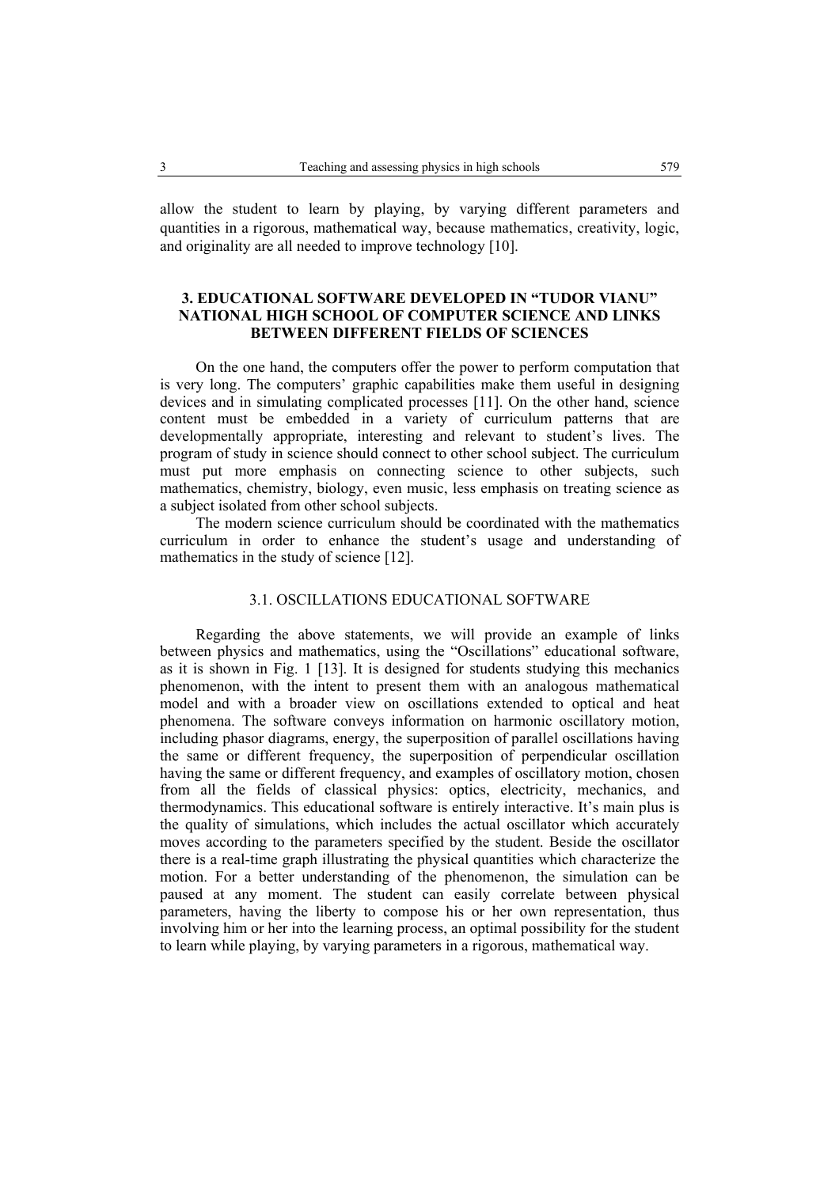allow the student to learn by playing, by varying different parameters and quantities in a rigorous, mathematical way, because mathematics, creativity, logic, and originality are all needed to improve technology [10].

## 3. EDUCATIONAL SOFTWARE DEVELOPED IN "TUDOR VIANU" NATIONAL HIGH SCHOOL OF COMPUTER SCIENCE AND LINKS BETWEEN DIFFERENT FIELDS OF SCIENCES

On the one hand, the computers offer the power to perform computation that is very long. The computers' graphic capabilities make them useful in designing devices and in simulating complicated processes [11]. On the other hand, science content must be embedded in a variety of curriculum patterns that are developmentally appropriate, interesting and relevant to student's lives. The program of study in science should connect to other school subject. The curriculum must put more emphasis on connecting science to other subjects, such mathematics, chemistry, biology, even music, less emphasis on treating science as a subject isolated from other school subjects.

The modern science curriculum should be coordinated with the mathematics curriculum in order to enhance the student's usage and understanding of mathematics in the study of science [12].

### 3.1. OSCILLATIONS EDUCATIONAL SOFTWARE

Regarding the above statements, we will provide an example of links between physics and mathematics, using the "Oscillations" educational software, as it is shown in Fig. 1 [13]. It is designed for students studying this mechanics phenomenon, with the intent to present them with an analogous mathematical model and with a broader view on oscillations extended to optical and heat phenomena. The software conveys information on harmonic oscillatory motion, including phasor diagrams, energy, the superposition of parallel oscillations having the same or different frequency, the superposition of perpendicular oscillation having the same or different frequency, and examples of oscillatory motion, chosen from all the fields of classical physics: optics, electricity, mechanics, and thermodynamics. This educational software is entirely interactive. It's main plus is the quality of simulations, which includes the actual oscillator which accurately moves according to the parameters specified by the student. Beside the oscillator there is a real-time graph illustrating the physical quantities which characterize the motion. For a better understanding of the phenomenon, the simulation can be paused at any moment. The student can easily correlate between physical parameters, having the liberty to compose his or her own representation, thus involving him or her into the learning process, an optimal possibility for the student to learn while playing, by varying parameters in a rigorous, mathematical way.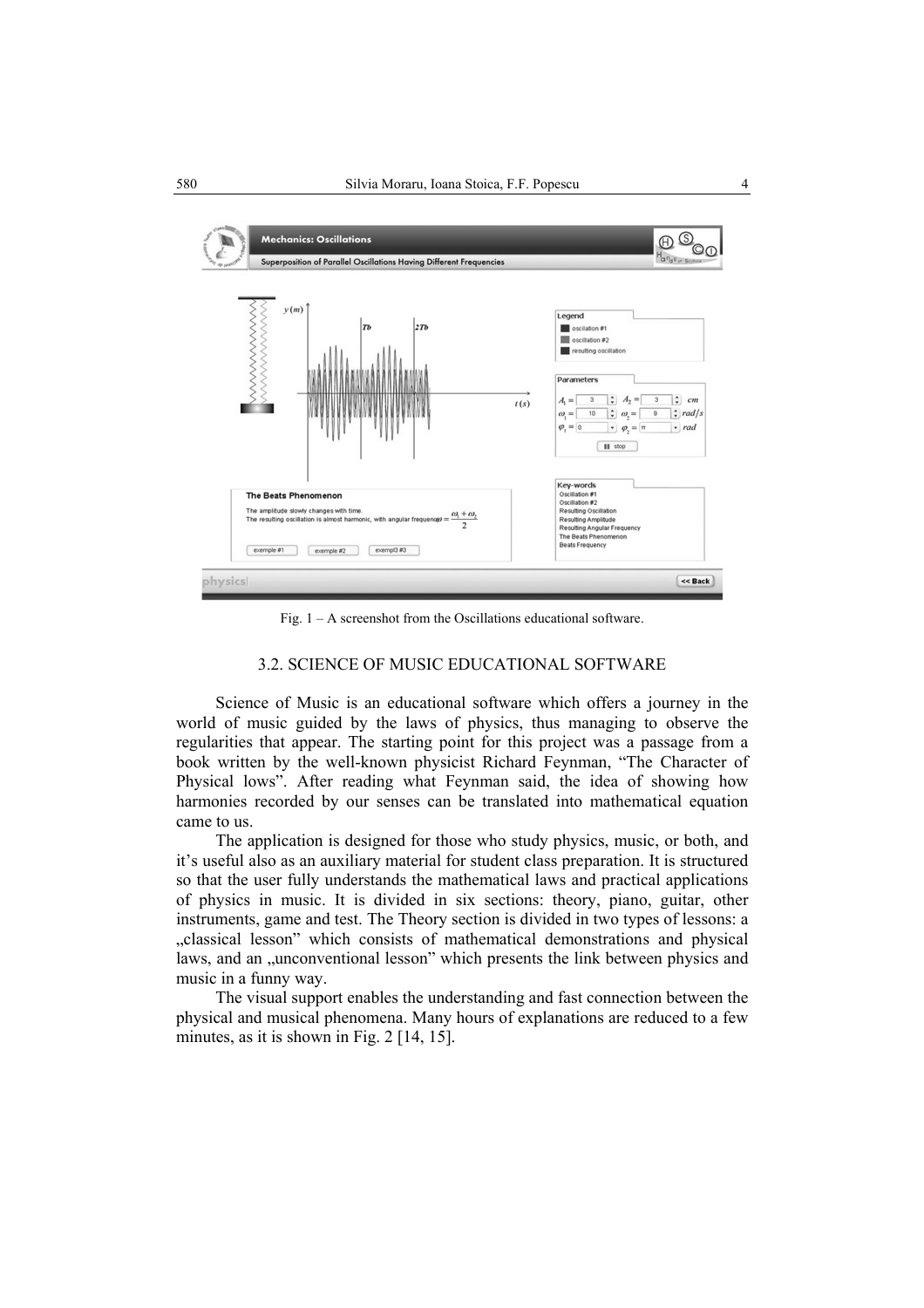Fig. 1 – A screenshot from the Oscillations educational software.

### 3.2. SCIENCE OF MUSIC EDUCATIONAL SOFTWARE

Science of Music is an educational software which offers a journey in the world of music guided by the laws of physics, thus managing to observe the regularities that appear. The starting point for this project was a passage from a book written by the well-known physicist Richard Feynman, "The Character of Physical lows". After reading what Feynman said, the idea of showing how harmonies recorded by our senses can be translated into mathematical equation came to us.

The application is designed for those who study physics, music, or both, and it's useful also as an auxiliary material for student class preparation. It is structured so that the user fully understands the mathematical laws and practical applications of physics in music. It is divided in six sections: theory, piano, guitar, other instruments, game and test. The Theory section is divided in two types of lessons: a „classical lesson" which consists of mathematical demonstrations and physical laws, and an „unconventional lesson" which presents the link between physics and music in a funny way.

The visual support enables the understanding and fast connection between the physical and musical phenomena. Many hours of explanations are reduced to a few minutes, as it is shown in Fig. 2 [14, 15].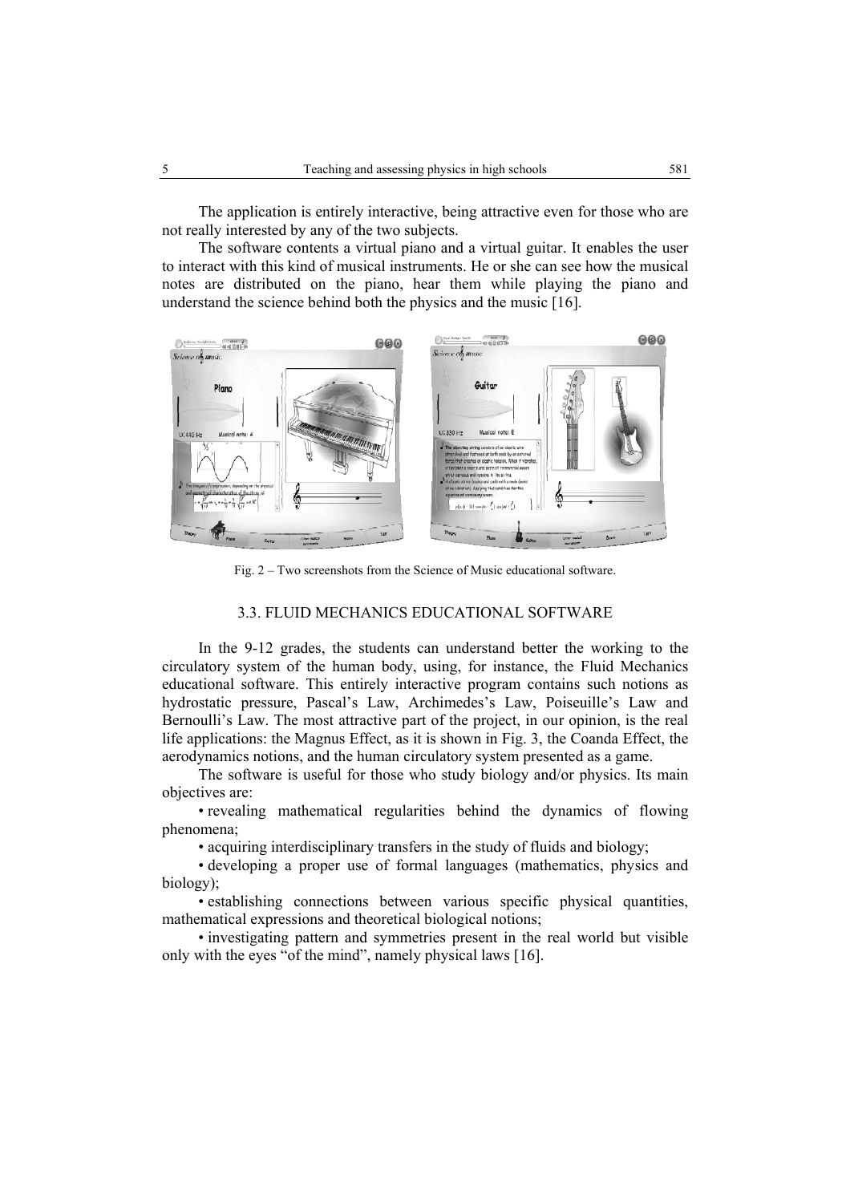The application is entirely interactive, being attractive even for those who are not really interested by any of the two subjects.

The software contents a virtual piano and a virtual guitar. It enables the user to interact with this kind of musical instruments. He or she can see how the musical notes are distributed on the piano, hear them while playing the piano and understand the science behind both the physics and the music [16].

Fig. 2 – Two screenshots from the Science of Music educational software.

### 3.3. FLUID MECHANICS EDUCATIONAL SOFTWARE

In the 9-12 grades, the students can understand better the working to the circulatory system of the human body, using, for instance, the Fluid Mechanics educational software. This entirely interactive program contains such notions as hydrostatic pressure, Pascal's Law, Archimedes's Law, Poiseuille's Law and Bernoulli's Law. The most attractive part of the project, in our opinion, is the real life applications: the Magnus Effect, as it is shown in Fig. 3, the Coanda Effect, the aerodynamics notions, and the human circulatory system presented as a game.

The software is useful for those who study biology and/or physics. Its main objectives are:

- revealing mathematical regularities behind the dynamics of flowing phenomena;
- acquiring interdisciplinary transfers in the study of fluids and biology;
- developing a proper use of formal languages (mathematics, physics and biology);
- establishing connections between various specific physical quantities, mathematical expressions and theoretical biological notions;
- investigating pattern and symmetries present in the real world but visible only with the eyes "of the mind", namely physical laws [16].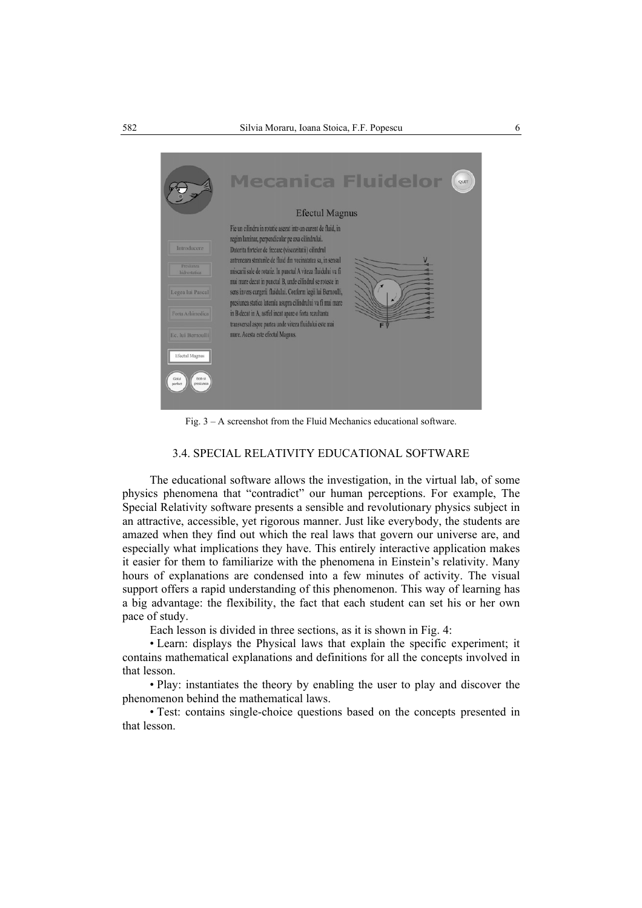Fig. 3 – A screenshot from the Fluid Mechanics educational software.

### 3.4. SPECIAL RELATIVITY EDUCATIONAL SOFTWARE

The educational software allows the investigation, in the virtual lab, of some physics phenomena that "contradict" our human perceptions. For example, The Special Relativity software presents a sensible and revolutionary physics subject in an attractive, accessible, yet rigorous manner. Just like everybody, the students are amazed when they find out which the real laws that govern our universe are, and especially what implications they have. This entirely interactive application makes it easier for them to familiarize with the phenomena in Einstein's relativity. Many hours of explanations are condensed into a few minutes of activity. The visual support offers a rapid understanding of this phenomenon. This way of learning has a big advantage: the flexibility, the fact that each student can set his or her own pace of study.

Each lesson is divided in three sections, as it is shown in Fig. 4:

- Learn: displays the Physical laws that explain the specific experiment; it contains mathematical explanations and definitions for all the concepts involved in that lesson.
- Play: instantiates the theory by enabling the user to play and discover the phenomenon behind the mathematical laws.
- Test: contains single-choice questions based on the concepts presented in that lesson.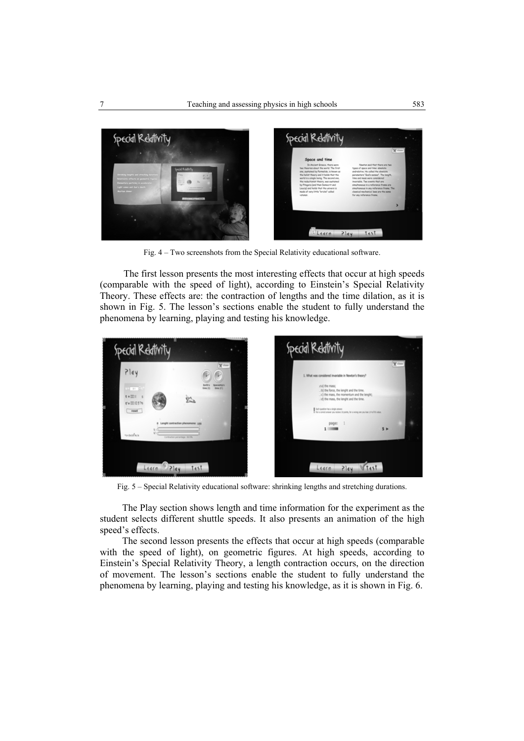Fig. 4 – Two screenshots from the Special Relativity educational software.

The first lesson presents the most interesting effects that occur at high speeds (comparable with the speed of light), according to Einstein's Special Relativity Theory. These effects are: the contraction of lengths and the time dilation, as it is shown in Fig. 5. The lesson's sections enable the student to fully understand the phenomena by learning, playing and testing his knowledge.

Fig. 5 – Special Relativity educational software: shrinking lengths and stretching durations.

The Play section shows length and time information for the experiment as the student selects different shuttle speeds. It also presents an animation of the high speed's effects.

The second lesson presents the effects that occur at high speeds (comparable with the speed of light), on geometric figures. At high speeds, according to Einstein's Special Relativity Theory, a length contraction occurs, on the direction of movement. The lesson's sections enable the student to fully understand the phenomena by learning, playing and testing his knowledge, as it is shown in Fig. 6.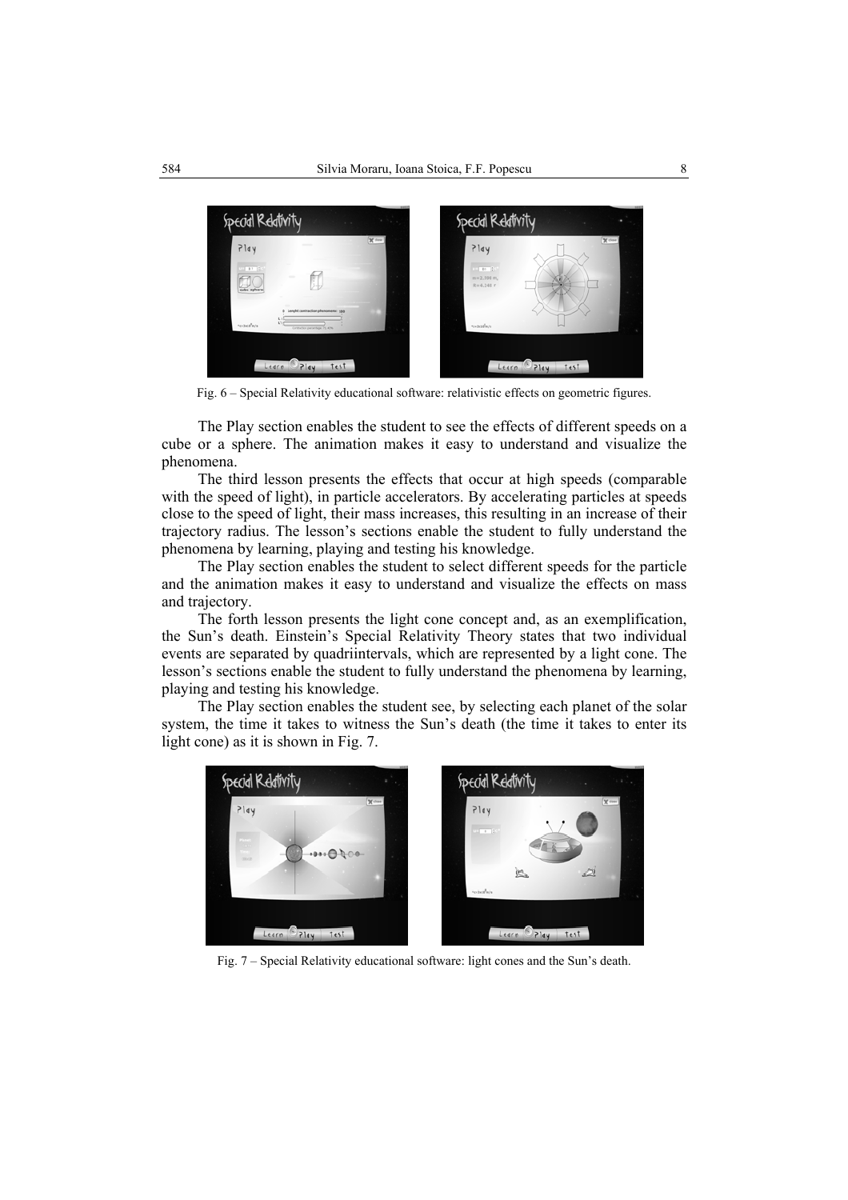Fig. 6 – Special Relativity educational software: relativistic effects on geometric figures.

The Play section enables the student to see the effects of different speeds on a cube or a sphere. The animation makes it easy to understand and visualize the phenomena.

The third lesson presents the effects that occur at high speeds (comparable with the speed of light), in particle accelerators. By accelerating particles at speeds close to the speed of light, their mass increases, this resulting in an increase of their trajectory radius. The lesson's sections enable the student to fully understand the phenomena by learning, playing and testing his knowledge.

The Play section enables the student to select different speeds for the particle and the animation makes it easy to understand and visualize the effects on mass and trajectory.

The forth lesson presents the light cone concept and, as an exemplification, the Sun's death. Einstein's Special Relativity Theory states that two individual events are separated by quadriintervals, which are represented by a light cone. The lesson's sections enable the student to fully understand the phenomena by learning, playing and testing his knowledge.

The Play section enables the student see, by selecting each planet of the solar system, the time it takes to witness the Sun's death (the time it takes to enter its light cone) as it is shown in Fig. 7.

Fig. 7 – Special Relativity educational software: light cones and the Sun's death.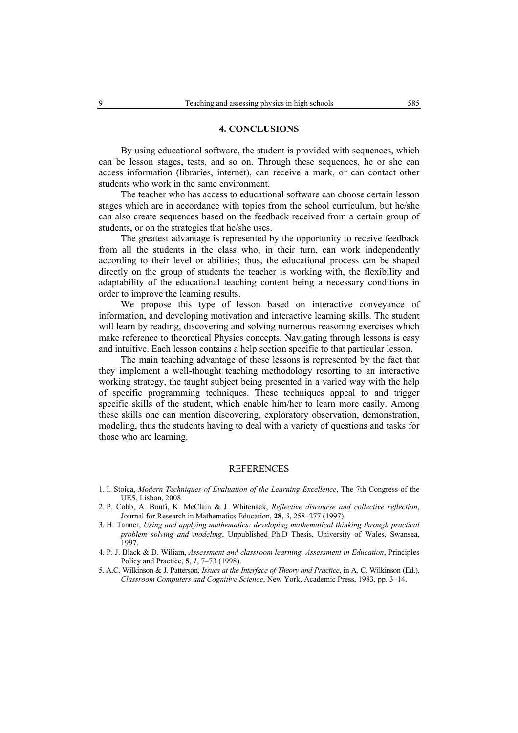## 4. CONCLUSIONS

By using educational software, the student is provided with sequences, which can be lesson stages, tests, and so on. Through these sequences, he or she can access information (libraries, internet), can receive a mark, or can contact other students who work in the same environment.

The teacher who has access to educational software can choose certain lesson stages which are in accordance with topics from the school curriculum, but he/she can also create sequences based on the feedback received from a certain group of students, or on the strategies that he/she uses.

The greatest advantage is represented by the opportunity to receive feedback from all the students in the class who, in their turn, can work independently according to their level or abilities; thus, the educational process can be shaped directly on the group of students the teacher is working with, the flexibility and adaptability of the educational teaching content being a necessary conditions in order to improve the learning results.

We propose this type of lesson based on interactive conveyance of information, and developing motivation and interactive learning skills. The student will learn by reading, discovering and solving numerous reasoning exercises which make reference to theoretical Physics concepts. Navigating through lessons is easy and intuitive. Each lesson contains a help section specific to that particular lesson.

The main teaching advantage of these lessons is represented by the fact that they implement a well-thought teaching methodology resorting to an interactive working strategy, the taught subject being presented in a varied way with the help of specific programming techniques. These techniques appeal to and trigger specific skills of the student, which enable him/her to learn more easily. Among these skills one can mention discovering, exploratory observation, demonstration, modeling, thus the students having to deal with a variety of questions and tasks for those who are learning.

## REFERENCES

1. I. Stoica, *Modern Techniques of Evaluation of the Learning Excellence*, The 7th Congress of the UES, Lisbon, 2008.
2. P. Cobb, A. Boufi, K. McClain & J. Whitenack, *Reflective discourse and collective reflection*, Journal for Research in Mathematics Education, **28**, *3*, 258–277 (1997).
3. H. Tanner, *Using and applying mathematics: developing mathematical thinking through practical problem solving and modeling*, Unpublished Ph.D Thesis, University of Wales, Swansea, 1997.
4. P. J. Black & D. Wiliam, *Assessment and classroom learning. Assessment in Education*, Principles Policy and Practice, **5**, *1*, 7–73 (1998).
5. A.C. Wilkinson & J. Patterson, *Issues at the Interface of Theory and Practice*, in A. C. Wilkinson (Ed.), *Classroom Computers and Cognitive Science*, New York, Academic Press, 1983, pp. 3–14.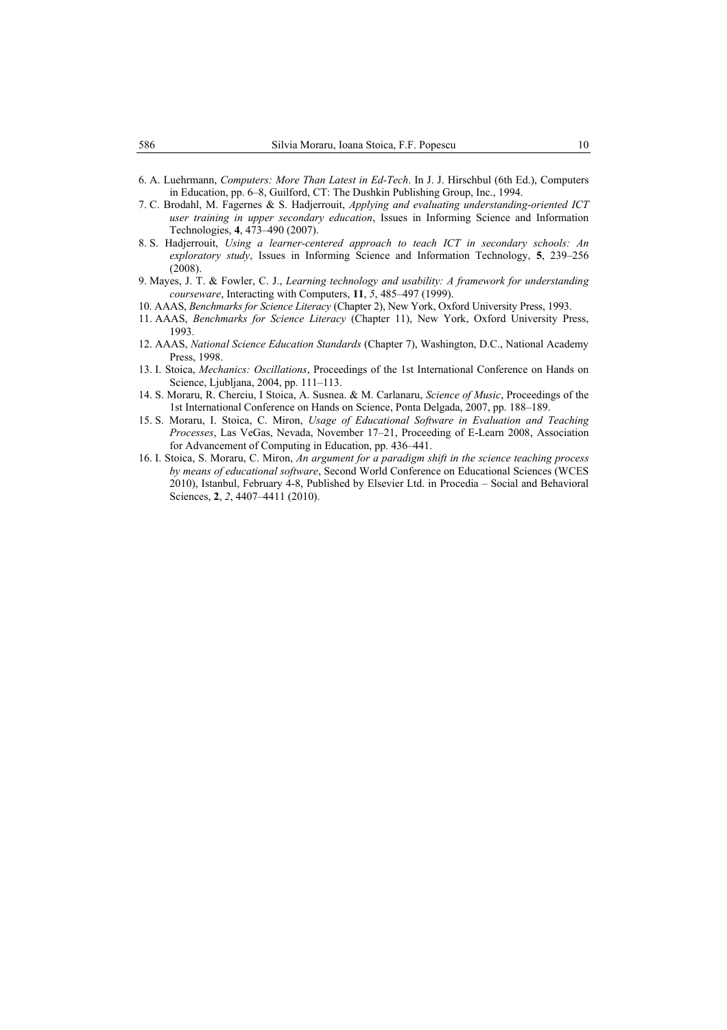6. A. Luehrmann, *Computers: More Than Latest in Ed-Tech*. In J. J. Hirschbul (6th Ed.), Computers in Education, pp. 6–8, Guilford, CT: The Dushkin Publishing Group, Inc., 1994.
7. C. Brodahl, M. Fagernes & S. Hadjerrouit, *Applying and evaluating understanding-oriented ICT user training in upper secondary education*, Issues in Informing Science and Information Technologies, **4**, 473–490 (2007).
8. S. Hadjerrouit, *Using a learner-centered approach to teach ICT in secondary schools: An exploratory study*, Issues in Informing Science and Information Technology, **5**, 239–256 (2008).
9. Mayes, J. T. & Fowler, C. J., *Learning technology and usability: A framework for understanding courseware*, Interacting with Computers, **11**, *5*, 485–497 (1999).
10. AAAS, *Benchmarks for Science Literacy* (Chapter 2), New York, Oxford University Press, 1993.
11. AAAS, *Benchmarks for Science Literacy* (Chapter 11), New York, Oxford University Press, 1993.
12. AAAS, *National Science Education Standards* (Chapter 7), Washington, D.C., National Academy Press, 1998.
13. I. Stoica, *Mechanics: Oscillations*, Proceedings of the 1st International Conference on Hands on Science, Ljubljana, 2004, pp. 111–113.
14. S. Moraru, R. Cherciu, I Stoica, A. Susnea. & M. Carlanaru, *Science of Music*, Proceedings of the 1st International Conference on Hands on Science, Ponta Delgada, 2007, pp. 188–189.
15. S. Moraru, I. Stoica, C. Miron, *Usage of Educational Software in Evaluation and Teaching Processes*, Las VeGas, Nevada, November 17–21, Proceeding of E-Learn 2008, Association for Advancement of Computing in Education, pp. 436–441.
16. I. Stoica, S. Moraru, C. Miron, *An argument for a paradigm shift in the science teaching process by means of educational software*, Second World Conference on Educational Sciences (WCES 2010), Istanbul, February 4-8, Published by Elsevier Ltd. in Procedia – Social and Behavioral Sciences, **2**, *2*, 4407–4411 (2010).